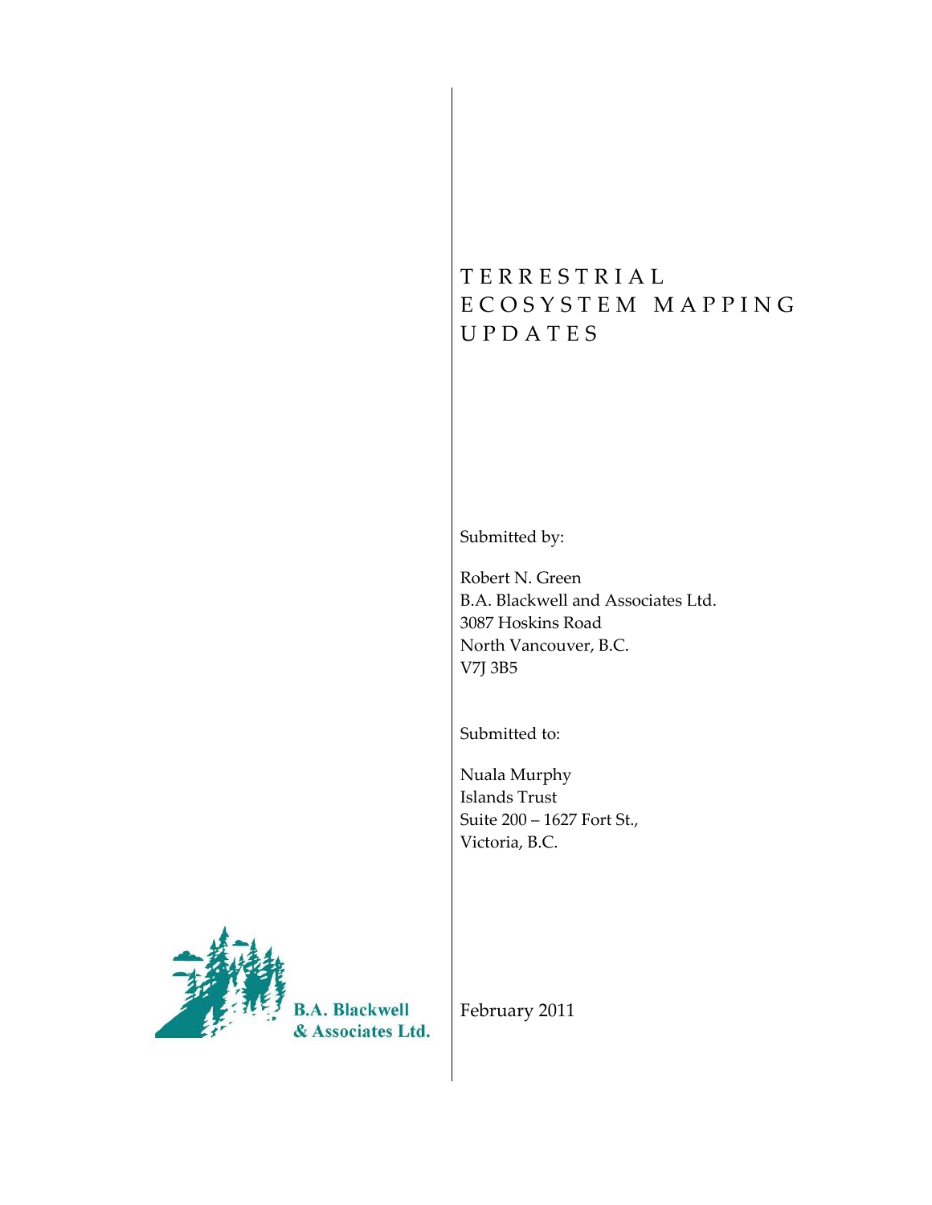# TERRESTRIAL ECOSYSTEM MAPPING UPDATES

Submitted by:

Robert N. Green  
B.A. Blackwell and Associates Ltd.  
3087 Hoskins Road  
North Vancouver, B.C.  
V7J 3B5

Submitted to:

Nuala Murphy  
Islands Trust  
Suite 200 – 1627 Fort St.,  
Victoria, B.C.

**B.A. Blackwell & Associates Ltd.**

February 2011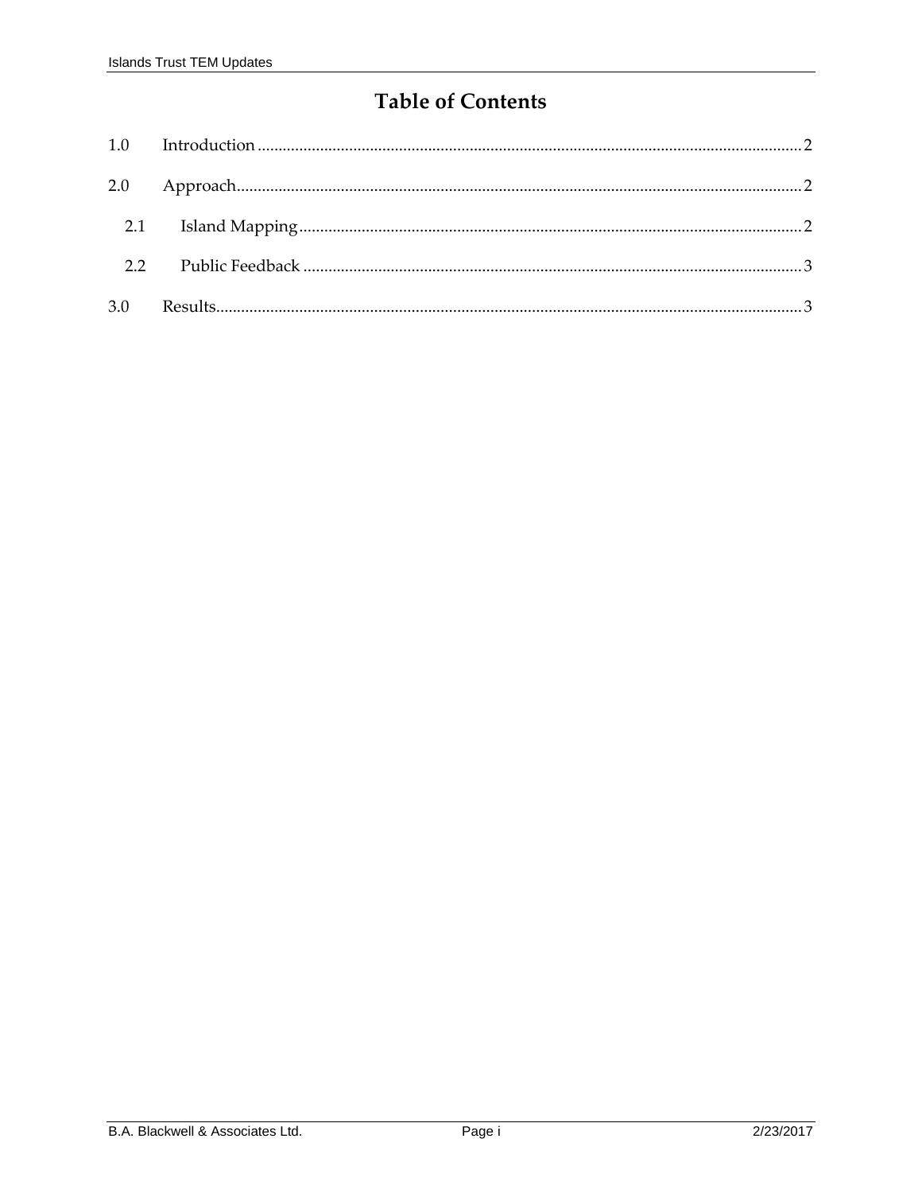# Table of Contents

1.0 Introduction ........................................................................................................................ 2

2.0 Approach............................................................................................................................ 2

  2.1 Island Mapping ............................................................................................................... 2

  2.2 Public Feedback .............................................................................................................. 3

3.0 Results................................................................................................................................. 3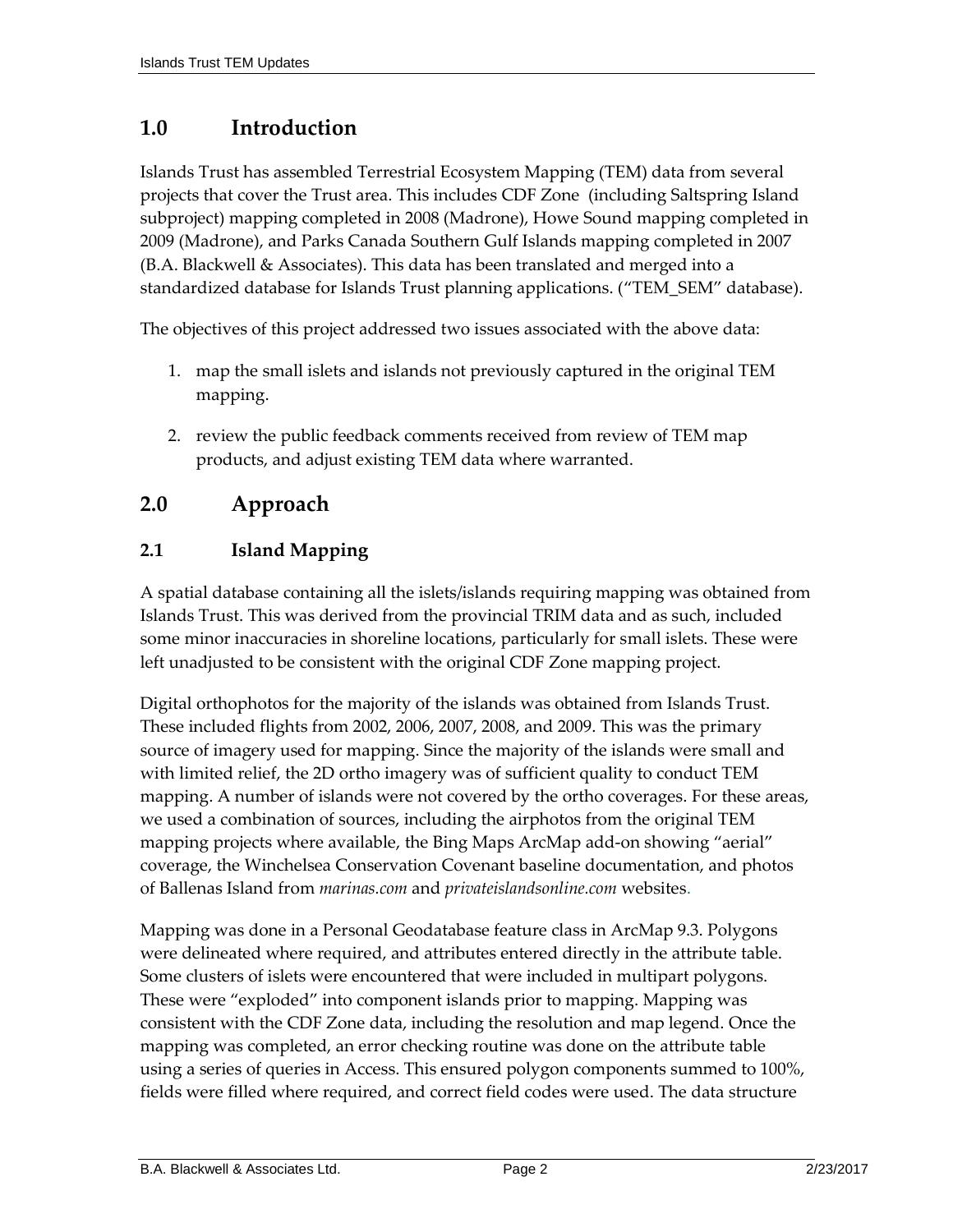## 1.0 Introduction

Islands Trust has assembled Terrestrial Ecosystem Mapping (TEM) data from several projects that cover the Trust area. This includes CDF Zone (including Saltspring Island subproject) mapping completed in 2008 (Madrone), Howe Sound mapping completed in 2009 (Madrone), and Parks Canada Southern Gulf Islands mapping completed in 2007 (B.A. Blackwell & Associates). This data has been translated and merged into a standardized database for Islands Trust planning applications. ("TEM_SEM" database).

The objectives of this project addressed two issues associated with the above data:

1. map the small islets and islands not previously captured in the original TEM mapping.
2. review the public feedback comments received from review of TEM map products, and adjust existing TEM data where warranted.

## 2.0 Approach

### 2.1 Island Mapping

A spatial database containing all the islets/islands requiring mapping was obtained from Islands Trust. This was derived from the provincial TRIM data and as such, included some minor inaccuracies in shoreline locations, particularly for small islets. These were left unadjusted to be consistent with the original CDF Zone mapping project.

Digital orthophotos for the majority of the islands was obtained from Islands Trust. These included flights from 2002, 2006, 2007, 2008, and 2009. This was the primary source of imagery used for mapping. Since the majority of the islands were small and with limited relief, the 2D ortho imagery was of sufficient quality to conduct TEM mapping. A number of islands were not covered by the ortho coverages. For these areas, we used a combination of sources, including the airphotos from the original TEM mapping projects where available, the Bing Maps ArcMap add-on showing "aerial" coverage, the Winchelsea Conservation Covenant baseline documentation, and photos of Ballenas Island from *marinas.com* and *privateislandsonline.com* websites.

Mapping was done in a Personal Geodatabase feature class in ArcMap 9.3. Polygons were delineated where required, and attributes entered directly in the attribute table. Some clusters of islets were encountered that were included in multipart polygons. These were "exploded" into component islands prior to mapping. Mapping was consistent with the CDF Zone data, including the resolution and map legend. Once the mapping was completed, an error checking routine was done on the attribute table using a series of queries in Access. This ensured polygon components summed to 100%, fields were filled where required, and correct field codes were used. The data structure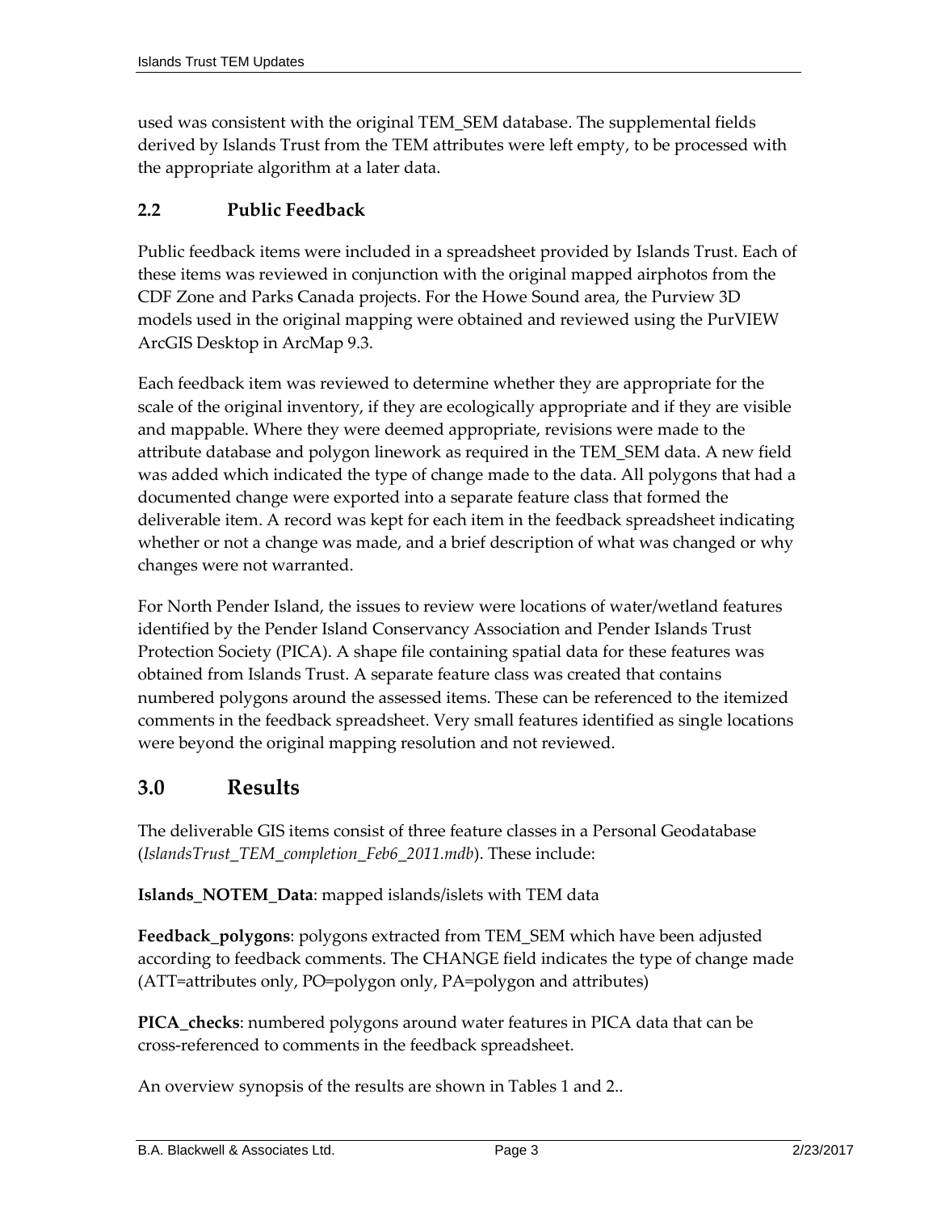used was consistent with the original TEM_SEM database. The supplemental fields derived by Islands Trust from the TEM attributes were left empty, to be processed with the appropriate algorithm at a later data.

### 2.2 Public Feedback

Public feedback items were included in a spreadsheet provided by Islands Trust. Each of these items was reviewed in conjunction with the original mapped airphotos from the CDF Zone and Parks Canada projects. For the Howe Sound area, the Purview 3D models used in the original mapping were obtained and reviewed using the PurVIEW ArcGIS Desktop in ArcMap 9.3.

Each feedback item was reviewed to determine whether they are appropriate for the scale of the original inventory, if they are ecologically appropriate and if they are visible and mappable. Where they were deemed appropriate, revisions were made to the attribute database and polygon linework as required in the TEM_SEM data. A new field was added which indicated the type of change made to the data. All polygons that had a documented change were exported into a separate feature class that formed the deliverable item. A record was kept for each item in the feedback spreadsheet indicating whether or not a change was made, and a brief description of what was changed or why changes were not warranted.

For North Pender Island, the issues to review were locations of water/wetland features identified by the Pender Island Conservancy Association and Pender Islands Trust Protection Society (PICA). A shape file containing spatial data for these features was obtained from Islands Trust. A separate feature class was created that contains numbered polygons around the assessed items. These can be referenced to the itemized comments in the feedback spreadsheet. Very small features identified as single locations were beyond the original mapping resolution and not reviewed.

## 3.0 Results

The deliverable GIS items consist of three feature classes in a Personal Geodatabase (*IslandsTrust_TEM_completion_Feb6_2011.mdb*). These include:

**Islands_NOTEM_Data**: mapped islands/islets with TEM data

**Feedback_polygons**: polygons extracted from TEM_SEM which have been adjusted according to feedback comments. The CHANGE field indicates the type of change made (ATT=attributes only, PO=polygon only, PA=polygon and attributes)

**PICA_checks**: numbered polygons around water features in PICA data that can be cross-referenced to comments in the feedback spreadsheet.

An overview synopsis of the results are shown in Tables 1 and 2..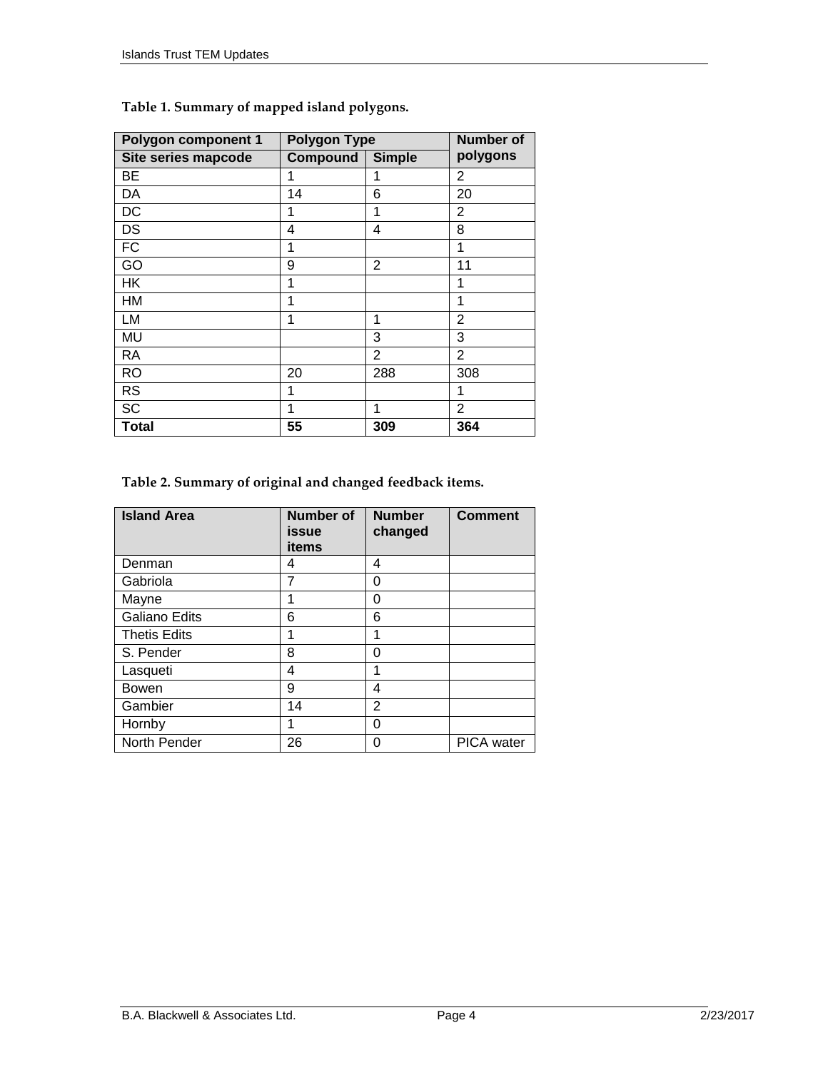**Table 1. Summary of mapped island polygons.**

| Polygon component 1 | Polygon Type | | Number of polygons |
|---|---|---|---|
| Site series mapcode | Compound | Simple | |
| BE | 1 | 1 | 2 |
| DA | 14 | 6 | 20 |
| DC | 1 | 1 | 2 |
| DS | 4 | 4 | 8 |
| FC | 1 | | 1 |
| GO | 9 | 2 | 11 |
| HK | 1 | | 1 |
| HM | 1 | | 1 |
| LM | 1 | 1 | 2 |
| MU | | 3 | 3 |
| RA | | 2 | 2 |
| RO | 20 | 288 | 308 |
| RS | 1 | | 1 |
| SC | 1 | 1 | 2 |
| **Total** | **55** | **309** | **364** |

**Table 2. Summary of original and changed feedback items.**

| Island Area | Number of issue items | Number changed | Comment |
|---|---|---|---|
| Denman | 4 | 4 | |
| Gabriola | 7 | 0 | |
| Mayne | 1 | 0 | |
| Galiano Edits | 6 | 6 | |
| Thetis Edits | 1 | 1 | |
| S. Pender | 8 | 0 | |
| Lasqueti | 4 | 1 | |
| Bowen | 9 | 4 | |
| Gambier | 14 | 2 | |
| Hornby | 1 | 0 | |
| North Pender | 26 | 0 | PICA water |